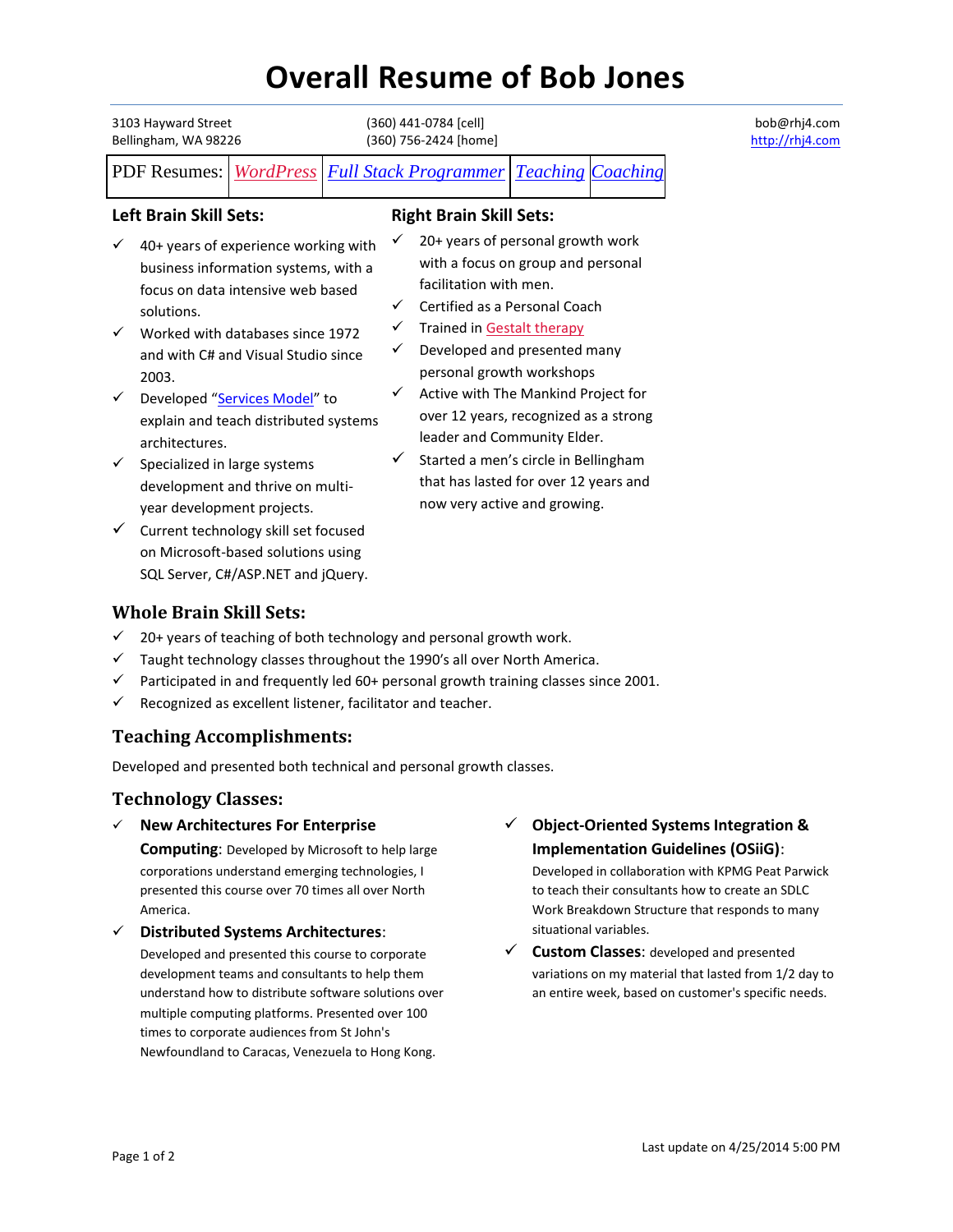# Overall Resume of Bob Jones

3103 Hayward Street
Bellingham, WA 98226

(360) 441-0784 [cell]
(360) 756-2424 [home]

bob@rhj4.com
http://rhj4.com

| PDF Resumes: | WordPress | Full Stack Programmer | Teaching | Coaching |
|---|---|---|---|---|

## Left Brain Skill Sets:

- ✓ 40+ years of experience working with business information systems, with a focus on data intensive web based solutions.
- ✓ Worked with databases since 1972 and with C# and Visual Studio since 2003.
- ✓ Developed "Services Model" to explain and teach distributed systems architectures.
- ✓ Specialized in large systems development and thrive on multi-year development projects.
- ✓ Current technology skill set focused on Microsoft-based solutions using SQL Server, C#/ASP.NET and jQuery.

## Right Brain Skill Sets:

- ✓ 20+ years of personal growth work with a focus on group and personal facilitation with men.
- ✓ Certified as a Personal Coach
- ✓ Trained in Gestalt therapy
- ✓ Developed and presented many personal growth workshops
- ✓ Active with The Mankind Project for over 12 years, recognized as a strong leader and Community Elder.
- ✓ Started a men's circle in Bellingham that has lasted for over 12 years and now very active and growing.

## Whole Brain Skill Sets:

- ✓ 20+ years of teaching of both technology and personal growth work.
- ✓ Taught technology classes throughout the 1990's all over North America.
- ✓ Participated in and frequently led 60+ personal growth training classes since 2001.
- ✓ Recognized as excellent listener, facilitator and teacher.

## Teaching Accomplishments:

Developed and presented both technical and personal growth classes.

## Technology Classes:

- ✓ **New Architectures For Enterprise Computing**: Developed by Microsoft to help large corporations understand emerging technologies, I presented this course over 70 times all over North America.
- ✓ **Distributed Systems Architectures**: Developed and presented this course to corporate development teams and consultants to help them understand how to distribute software solutions over multiple computing platforms. Presented over 100 times to corporate audiences from St John's Newfoundland to Caracas, Venezuela to Hong Kong.
- ✓ **Object-Oriented Systems Integration & Implementation Guidelines (OSiiG)**: Developed in collaboration with KPMG Peat Parwick to teach their consultants how to create an SDLC Work Breakdown Structure that responds to many situational variables.
- ✓ **Custom Classes**: developed and presented variations on my material that lasted from 1/2 day to an entire week, based on customer's specific needs.

Last update on 4/25/2014 5:00 PM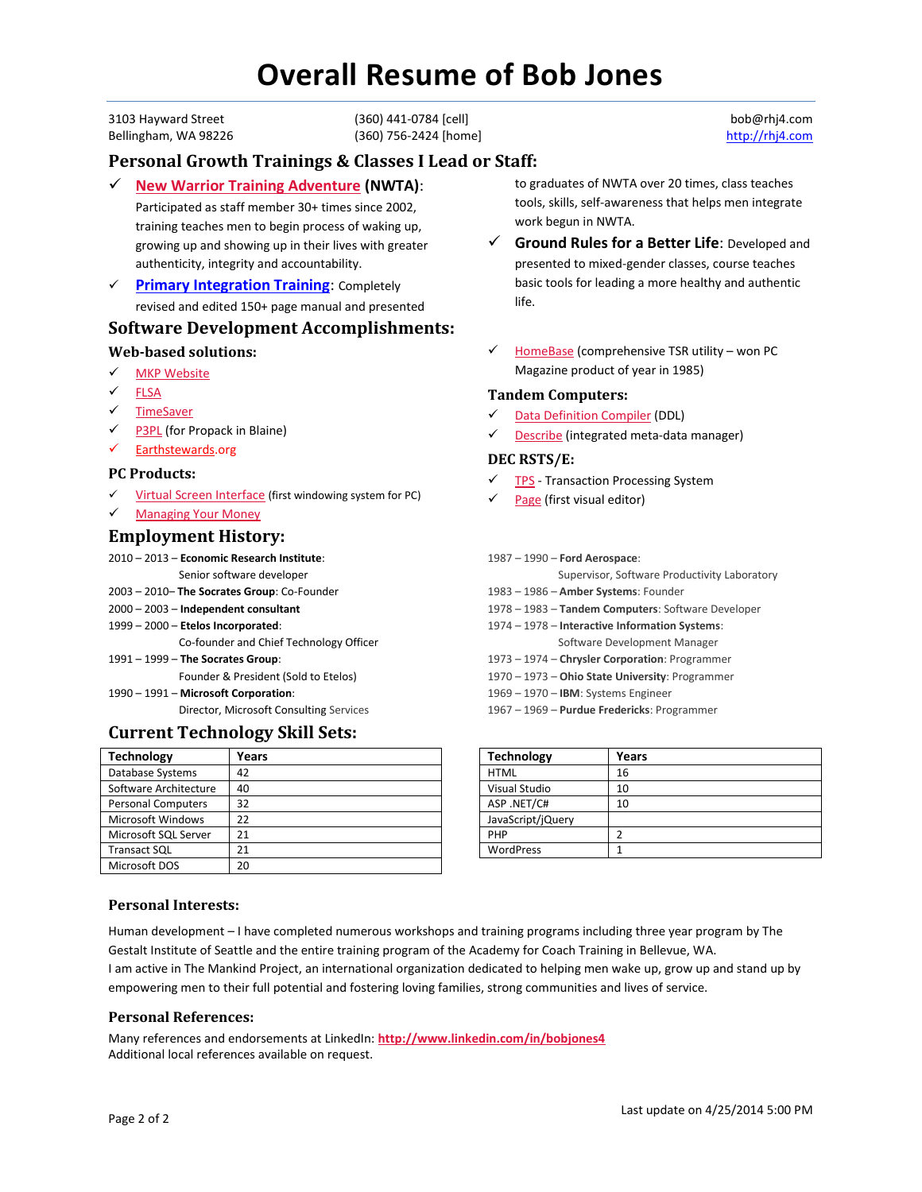# Overall Resume of Bob Jones

3103 Hayward Street
Bellingham, WA 98226

(360) 441-0784 [cell]
(360) 756-2424 [home]

bob@rhj4.com
http://rhj4.com

## Personal Growth Trainings & Classes I Lead or Staff:

- ✓ **New Warrior Training Adventure (NWTA)**: Participated as staff member 30+ times since 2002, training teaches men to begin process of waking up, growing up and showing up in their lives with greater authenticity, integrity and accountability.
- ✓ **Primary Integration Training**: Completely revised and edited 150+ page manual and presented to graduates of NWTA over 20 times, class teaches tools, skills, self-awareness that helps men integrate work begun in NWTA.
- ✓ **Ground Rules for a Better Life**: Developed and presented to mixed-gender classes, course teaches basic tools for leading a more healthy and authentic life.

## Software Development Accomplishments:

### Web-based solutions:

- ✓ MKP Website
- ✓ FLSA
- ✓ TimeSaver
- ✓ P3PL (for Propack in Blaine)
- ✓ Earthstewards.org

### PC Products:

- ✓ Virtual Screen Interface (first windowing system for PC)
- ✓ Managing Your Money
- ✓ HomeBase (comprehensive TSR utility – won PC Magazine product of year in 1985)

### Tandem Computers:

- ✓ Data Definition Compiler (DDL)
- ✓ Describe (integrated meta-data manager)

### DEC RSTS/E:

- ✓ TPS - Transaction Processing System
- ✓ Page (first visual editor)

## Employment History:

2010 – 2013 – **Economic Research Institute**:
Senior software developer
2003 – 2010– **The Socrates Group**: Co-Founder
2000 – 2003 – **Independent consultant**
1999 – 2000 – **Etelos Incorporated**:
Co-founder and Chief Technology Officer
1991 – 1999 – **The Socrates Group**:
Founder & President (Sold to Etelos)
1990 – 1991 – **Microsoft Corporation**:
Director, Microsoft Consulting Services
1987 – 1990 – **Ford Aerospace**:
Supervisor, Software Productivity Laboratory
1983 – 1986 – **Amber Systems**: Founder
1978 – 1983 – **Tandem Computers**: Software Developer
1974 – 1978 – **Interactive Information Systems**:
Software Development Manager
1973 – 1974 – **Chrysler Corporation**: Programmer
1970 – 1973 – **Ohio State University**: Programmer
1969 – 1970 – **IBM**: Systems Engineer
1967 – 1969 – **Purdue Fredericks**: Programmer

## Current Technology Skill Sets:

| Technology | Years |
|---|---|
| Database Systems | 42 |
| Software Architecture | 40 |
| Personal Computers | 32 |
| Microsoft Windows | 22 |
| Microsoft SQL Server | 21 |
| Transact SQL | 21 |
| Microsoft DOS | 20 |

| Technology | Years |
|---|---|
| HTML | 16 |
| Visual Studio | 10 |
| ASP .NET/C# | 10 |
| JavaScript/jQuery | |
| PHP | 2 |
| WordPress | 1 |

### Personal Interests:

Human development – I have completed numerous workshops and training programs including three year program by The Gestalt Institute of Seattle and the entire training program of the Academy for Coach Training in Bellevue, WA.
I am active in The Mankind Project, an international organization dedicated to helping men wake up, grow up and stand up by empowering men to their full potential and fostering loving families, strong communities and lives of service.

### Personal References:

Many references and endorsements at LinkedIn: **http://www.linkedin.com/in/bobjones4**
Additional local references available on request.

Last update on 4/25/2014 5:00 PM